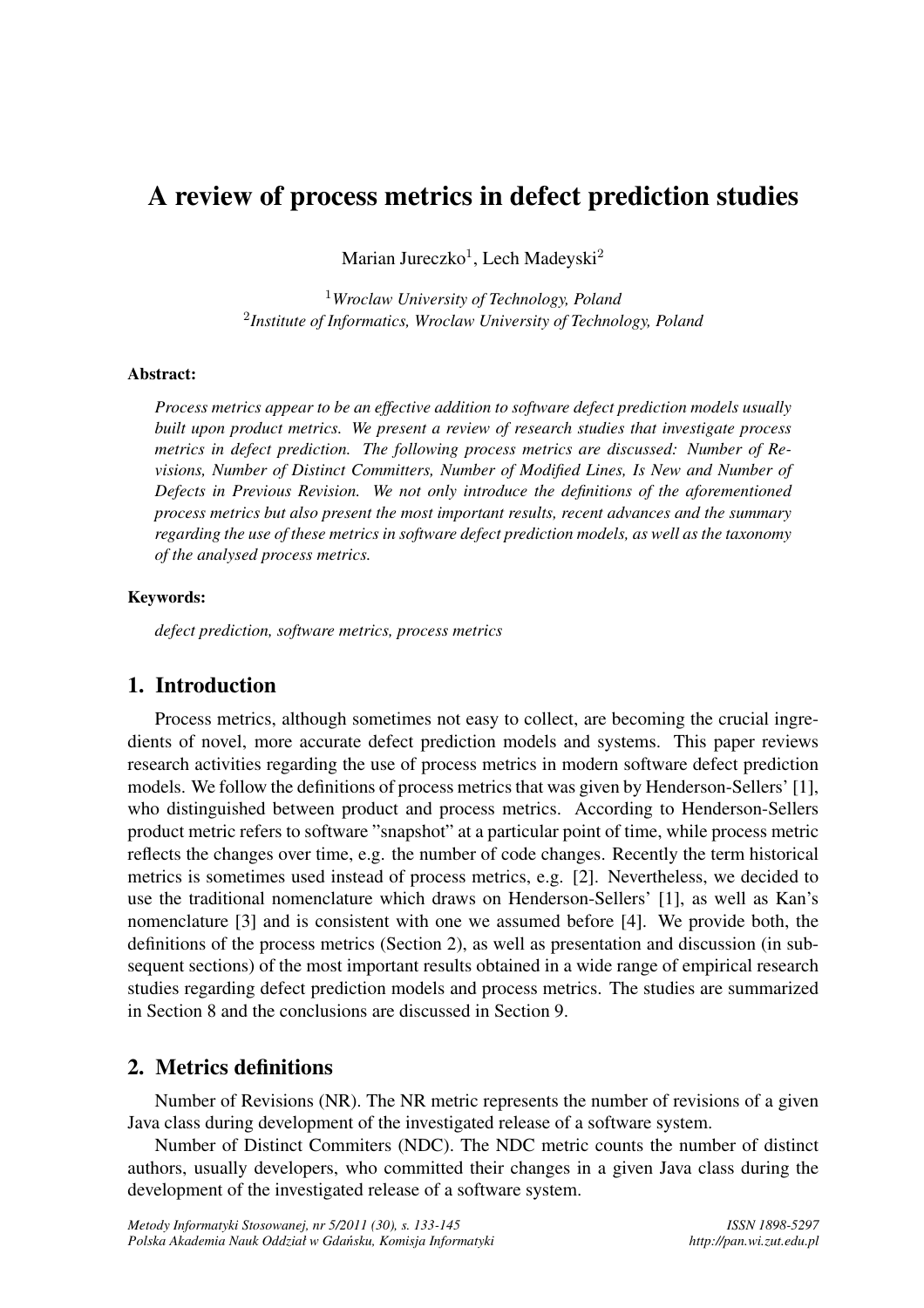# A review of process metrics in defect prediction studies

Marian Jureczko[1], Lech Madeyski[2]

[1]*Wroclaw University of Technology, Poland*
[2]*Institute of Informatics, Wroclaw University of Technology, Poland*

**Abstract:**

*Process metrics appear to be an effective addition to software defect prediction models usually built upon product metrics. We present a review of research studies that investigate process metrics in defect prediction. The following process metrics are discussed: Number of Revisions, Number of Distinct Committers, Number of Modified Lines, Is New and Number of Defects in Previous Revision. We not only introduce the definitions of the aforementioned process metrics but also present the most important results, recent advances and the summary regarding the use of these metrics in software defect prediction models, as well as the taxonomy of the analysed process metrics.*

**Keywords:**

*defect prediction, software metrics, process metrics*

## 1. Introduction

Process metrics, although sometimes not easy to collect, are becoming the crucial ingredients of novel, more accurate defect prediction models and systems. This paper reviews research activities regarding the use of process metrics in modern software defect prediction models. We follow the definitions of process metrics that was given by Henderson-Sellers' [1], who distinguished between product and process metrics. According to Henderson-Sellers product metric refers to software "snapshot" at a particular point of time, while process metric reflects the changes over time, e.g. the number of code changes. Recently the term historical metrics is sometimes used instead of process metrics, e.g. [2]. Nevertheless, we decided to use the traditional nomenclature which draws on Henderson-Sellers' [1], as well as Kan's nomenclature [3] and is consistent with one we assumed before [4]. We provide both, the definitions of the process metrics (Section 2), as well as presentation and discussion (in subsequent sections) of the most important results obtained in a wide range of empirical research studies regarding defect prediction models and process metrics. The studies are summarized in Section 8 and the conclusions are discussed in Section 9.

## 2. Metrics definitions

Number of Revisions (NR). The NR metric represents the number of revisions of a given Java class during development of the investigated release of a software system.

Number of Distinct Commiters (NDC). The NDC metric counts the number of distinct authors, usually developers, who committed their changes in a given Java class during the development of the investigated release of a software system.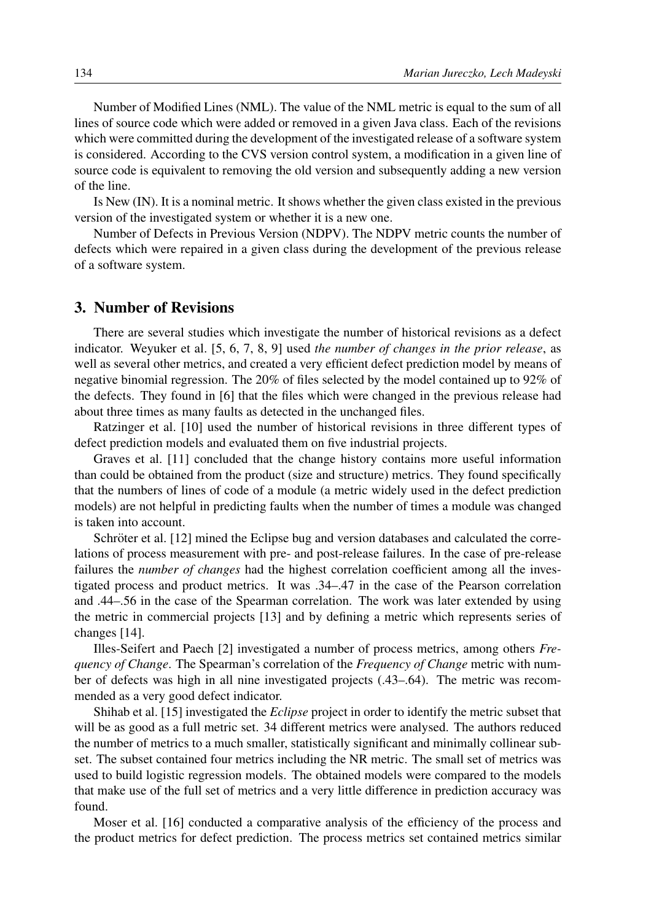Number of Modified Lines (NML). The value of the NML metric is equal to the sum of all lines of source code which were added or removed in a given Java class. Each of the revisions which were committed during the development of the investigated release of a software system is considered. According to the CVS version control system, a modification in a given line of source code is equivalent to removing the old version and subsequently adding a new version of the line.

Is New (IN). It is a nominal metric. It shows whether the given class existed in the previous version of the investigated system or whether it is a new one.

Number of Defects in Previous Version (NDPV). The NDPV metric counts the number of defects which were repaired in a given class during the development of the previous release of a software system.

## 3. Number of Revisions

There are several studies which investigate the number of historical revisions as a defect indicator. Weyuker et al. [5, 6, 7, 8, 9] used *the number of changes in the prior release*, as well as several other metrics, and created a very efficient defect prediction model by means of negative binomial regression. The 20% of files selected by the model contained up to 92% of the defects. They found in [6] that the files which were changed in the previous release had about three times as many faults as detected in the unchanged files.

Ratzinger et al. [10] used the number of historical revisions in three different types of defect prediction models and evaluated them on five industrial projects.

Graves et al. [11] concluded that the change history contains more useful information than could be obtained from the product (size and structure) metrics. They found specifically that the numbers of lines of code of a module (a metric widely used in the defect prediction models) are not helpful in predicting faults when the number of times a module was changed is taken into account.

Schröter et al. [12] mined the Eclipse bug and version databases and calculated the correlations of process measurement with pre- and post-release failures. In the case of pre-release failures the *number of changes* had the highest correlation coefficient among all the investigated process and product metrics. It was .34–.47 in the case of the Pearson correlation and .44–.56 in the case of the Spearman correlation. The work was later extended by using the metric in commercial projects [13] and by defining a metric which represents series of changes [14].

Illes-Seifert and Paech [2] investigated a number of process metrics, among others *Frequency of Change*. The Spearman's correlation of the *Frequency of Change* metric with number of defects was high in all nine investigated projects (.43–.64). The metric was recommended as a very good defect indicator.

Shihab et al. [15] investigated the *Eclipse* project in order to identify the metric subset that will be as good as a full metric set. 34 different metrics were analysed. The authors reduced the number of metrics to a much smaller, statistically significant and minimally collinear subset. The subset contained four metrics including the NR metric. The small set of metrics was used to build logistic regression models. The obtained models were compared to the models that make use of the full set of metrics and a very little difference in prediction accuracy was found.

Moser et al. [16] conducted a comparative analysis of the efficiency of the process and the product metrics for defect prediction. The process metrics set contained metrics similar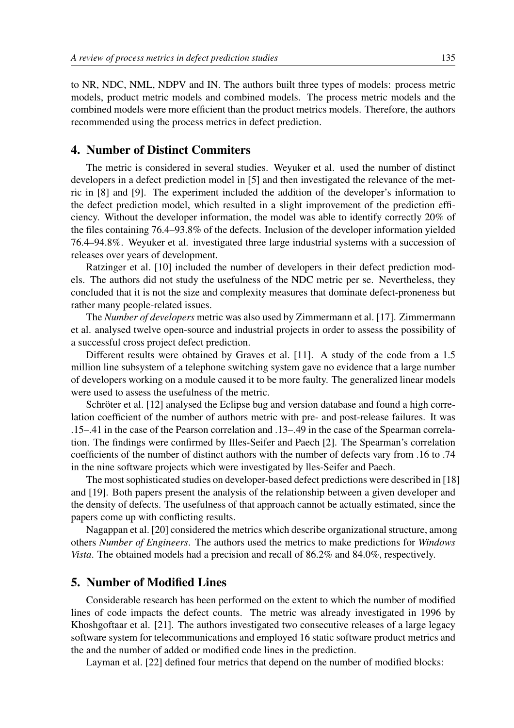to NR, NDC, NML, NDPV and IN. The authors built three types of models: process metric models, product metric models and combined models. The process metric models and the combined models were more efficient than the product metrics models. Therefore, the authors recommended using the process metrics in defect prediction.

## 4. Number of Distinct Commiters

The metric is considered in several studies. Weyuker et al. used the number of distinct developers in a defect prediction model in [5] and then investigated the relevance of the metric in [8] and [9]. The experiment included the addition of the developer's information to the defect prediction model, which resulted in a slight improvement of the prediction efficiency. Without the developer information, the model was able to identify correctly 20% of the files containing 76.4–93.8% of the defects. Inclusion of the developer information yielded 76.4–94.8%. Weyuker et al. investigated three large industrial systems with a succession of releases over years of development.

Ratzinger et al. [10] included the number of developers in their defect prediction models. The authors did not study the usefulness of the NDC metric per se. Nevertheless, they concluded that it is not the size and complexity measures that dominate defect-proneness but rather many people-related issues.

The *Number of developers* metric was also used by Zimmermann et al. [17]. Zimmermann et al. analysed twelve open-source and industrial projects in order to assess the possibility of a successful cross project defect prediction.

Different results were obtained by Graves et al. [11]. A study of the code from a 1.5 million line subsystem of a telephone switching system gave no evidence that a large number of developers working on a module caused it to be more faulty. The generalized linear models were used to assess the usefulness of the metric.

Schröter et al. [12] analysed the Eclipse bug and version database and found a high correlation coefficient of the number of authors metric with pre- and post-release failures. It was .15–.41 in the case of the Pearson correlation and .13–.49 in the case of the Spearman correlation. The findings were confirmed by Illes-Seifer and Paech [2]. The Spearman's correlation coefficients of the number of distinct authors with the number of defects vary from .16 to .74 in the nine software projects which were investigated by lles-Seifer and Paech.

The most sophisticated studies on developer-based defect predictions were described in [18] and [19]. Both papers present the analysis of the relationship between a given developer and the density of defects. The usefulness of that approach cannot be actually estimated, since the papers come up with conflicting results.

Nagappan et al. [20] considered the metrics which describe organizational structure, among others *Number of Engineers*. The authors used the metrics to make predictions for *Windows Vista*. The obtained models had a precision and recall of 86.2% and 84.0%, respectively.

## 5. Number of Modified Lines

Considerable research has been performed on the extent to which the number of modified lines of code impacts the defect counts. The metric was already investigated in 1996 by Khoshgoftaar et al. [21]. The authors investigated two consecutive releases of a large legacy software system for telecommunications and employed 16 static software product metrics and the and the number of added or modified code lines in the prediction.

Layman et al. [22] defined four metrics that depend on the number of modified blocks: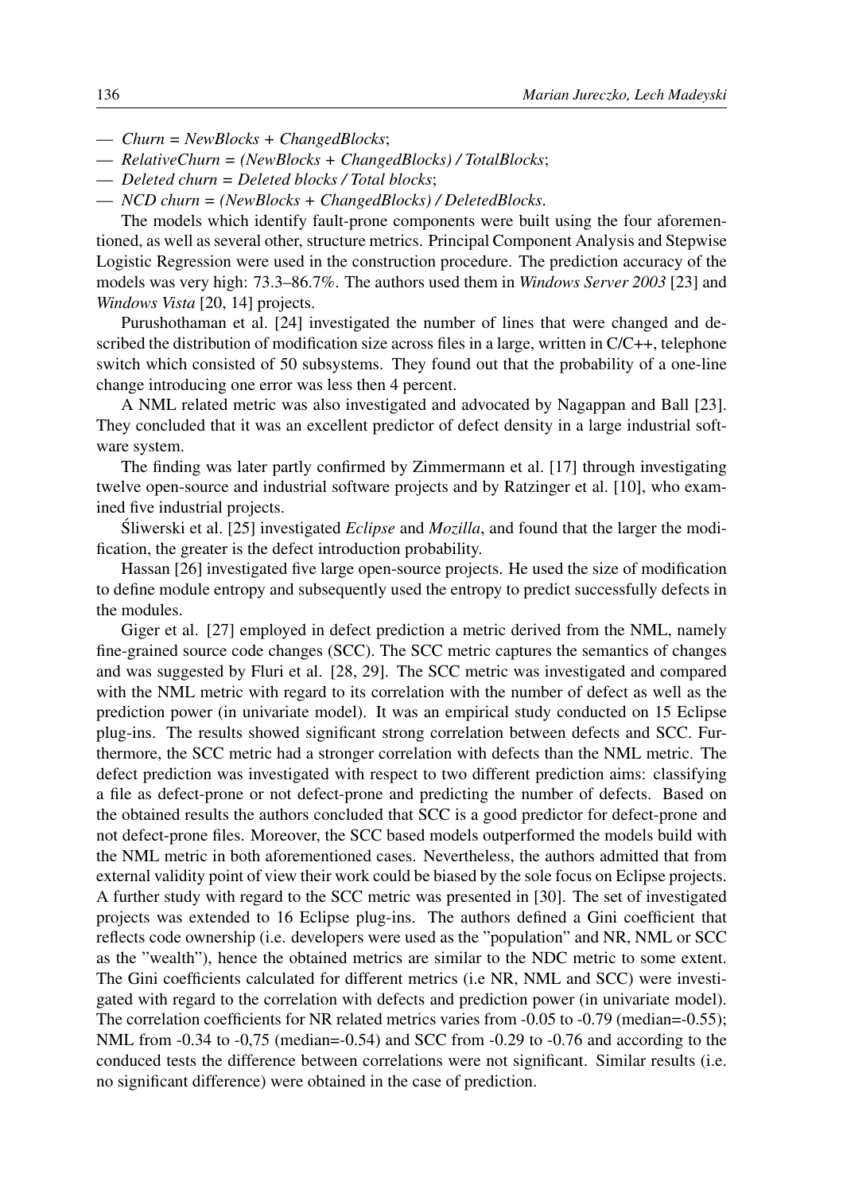— *Churn = NewBlocks + ChangedBlocks*;
— *RelativeChurn = (NewBlocks + ChangedBlocks) / TotalBlocks*;
— *Deleted churn = Deleted blocks / Total blocks*;
— *NCD churn = (NewBlocks + ChangedBlocks) / DeletedBlocks*.

The models which identify fault-prone components were built using the four aforementioned, as well as several other, structure metrics. Principal Component Analysis and Stepwise Logistic Regression were used in the construction procedure. The prediction accuracy of the models was very high: 73.3–86.7%. The authors used them in *Windows Server 2003* [23] and *Windows Vista* [20, 14] projects.

Purushothaman et al. [24] investigated the number of lines that were changed and described the distribution of modification size across files in a large, written in C/C++, telephone switch which consisted of 50 subsystems. They found out that the probability of a one-line change introducing one error was less then 4 percent.

A NML related metric was also investigated and advocated by Nagappan and Ball [23]. They concluded that it was an excellent predictor of defect density in a large industrial software system.

The finding was later partly confirmed by Zimmermann et al. [17] through investigating twelve open-source and industrial software projects and by Ratzinger et al. [10], who examined five industrial projects.

Śliwerski et al. [25] investigated *Eclipse* and *Mozilla*, and found that the larger the modification, the greater is the defect introduction probability.

Hassan [26] investigated five large open-source projects. He used the size of modification to define module entropy and subsequently used the entropy to predict successfully defects in the modules.

Giger et al. [27] employed in defect prediction a metric derived from the NML, namely fine-grained source code changes (SCC). The SCC metric captures the semantics of changes and was suggested by Fluri et al. [28, 29]. The SCC metric was investigated and compared with the NML metric with regard to its correlation with the number of defect as well as the prediction power (in univariate model). It was an empirical study conducted on 15 Eclipse plug-ins. The results showed significant strong correlation between defects and SCC. Furthermore, the SCC metric had a stronger correlation with defects than the NML metric. The defect prediction was investigated with respect to two different prediction aims: classifying a file as defect-prone or not defect-prone and predicting the number of defects. Based on the obtained results the authors concluded that SCC is a good predictor for defect-prone and not defect-prone files. Moreover, the SCC based models outperformed the models build with the NML metric in both aforementioned cases. Nevertheless, the authors admitted that from external validity point of view their work could be biased by the sole focus on Eclipse projects. A further study with regard to the SCC metric was presented in [30]. The set of investigated projects was extended to 16 Eclipse plug-ins. The authors defined a Gini coefficient that reflects code ownership (i.e. developers were used as the "population" and NR, NML or SCC as the "wealth"), hence the obtained metrics are similar to the NDC metric to some extent. The Gini coefficients calculated for different metrics (i.e NR, NML and SCC) were investigated with regard to the correlation with defects and prediction power (in univariate model). The correlation coefficients for NR related metrics varies from -0.05 to -0.79 (median=-0.55); NML from -0.34 to -0,75 (median=-0.54) and SCC from -0.29 to -0.76 and according to the conduced tests the difference between correlations were not significant. Similar results (i.e. no significant difference) were obtained in the case of prediction.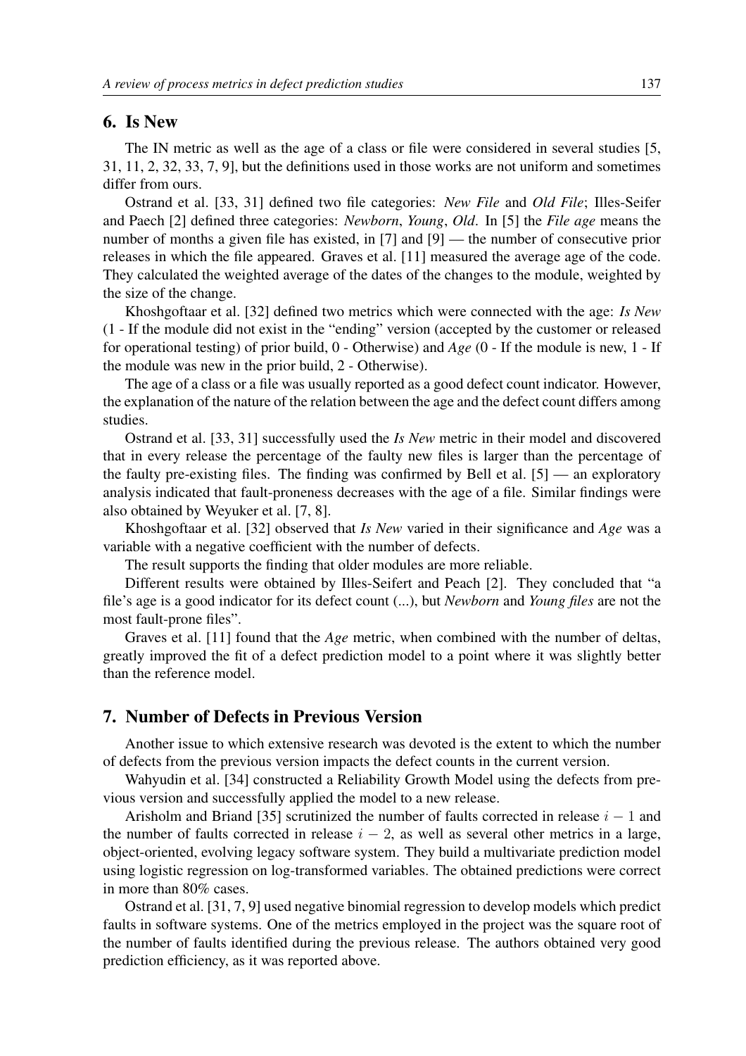## 6. Is New

The IN metric as well as the age of a class or file were considered in several studies [5, 31, 11, 2, 32, 33, 7, 9], but the definitions used in those works are not uniform and sometimes differ from ours.

Ostrand et al. [33, 31] defined two file categories: *New File* and *Old File*; Illes-Seifer and Paech [2] defined three categories: *Newborn*, *Young*, *Old*. In [5] the *File age* means the number of months a given file has existed, in [7] and [9] — the number of consecutive prior releases in which the file appeared. Graves et al. [11] measured the average age of the code. They calculated the weighted average of the dates of the changes to the module, weighted by the size of the change.

Khoshgoftaar et al. [32] defined two metrics which were connected with the age: *Is New* (1 - If the module did not exist in the "ending" version (accepted by the customer or released for operational testing) of prior build, 0 - Otherwise) and *Age* (0 - If the module is new, 1 - If the module was new in the prior build, 2 - Otherwise).

The age of a class or a file was usually reported as a good defect count indicator. However, the explanation of the nature of the relation between the age and the defect count differs among studies.

Ostrand et al. [33, 31] successfully used the *Is New* metric in their model and discovered that in every release the percentage of the faulty new files is larger than the percentage of the faulty pre-existing files. The finding was confirmed by Bell et al. [5] — an exploratory analysis indicated that fault-proneness decreases with the age of a file. Similar findings were also obtained by Weyuker et al. [7, 8].

Khoshgoftaar et al. [32] observed that *Is New* varied in their significance and *Age* was a variable with a negative coefficient with the number of defects.

The result supports the finding that older modules are more reliable.

Different results were obtained by Illes-Seifert and Peach [2]. They concluded that "a file's age is a good indicator for its defect count (...), but *Newborn* and *Young files* are not the most fault-prone files".

Graves et al. [11] found that the *Age* metric, when combined with the number of deltas, greatly improved the fit of a defect prediction model to a point where it was slightly better than the reference model.

## 7. Number of Defects in Previous Version

Another issue to which extensive research was devoted is the extent to which the number of defects from the previous version impacts the defect counts in the current version.

Wahyudin et al. [34] constructed a Reliability Growth Model using the defects from previous version and successfully applied the model to a new release.

Arisholm and Briand [35] scrutinized the number of faults corrected in release $i-1$ and the number of faults corrected in release $i-2$, as well as several other metrics in a large, object-oriented, evolving legacy software system. They build a multivariate prediction model using logistic regression on log-transformed variables. The obtained predictions were correct in more than 80% cases.

Ostrand et al. [31, 7, 9] used negative binomial regression to develop models which predict faults in software systems. One of the metrics employed in the project was the square root of the number of faults identified during the previous release. The authors obtained very good prediction efficiency, as it was reported above.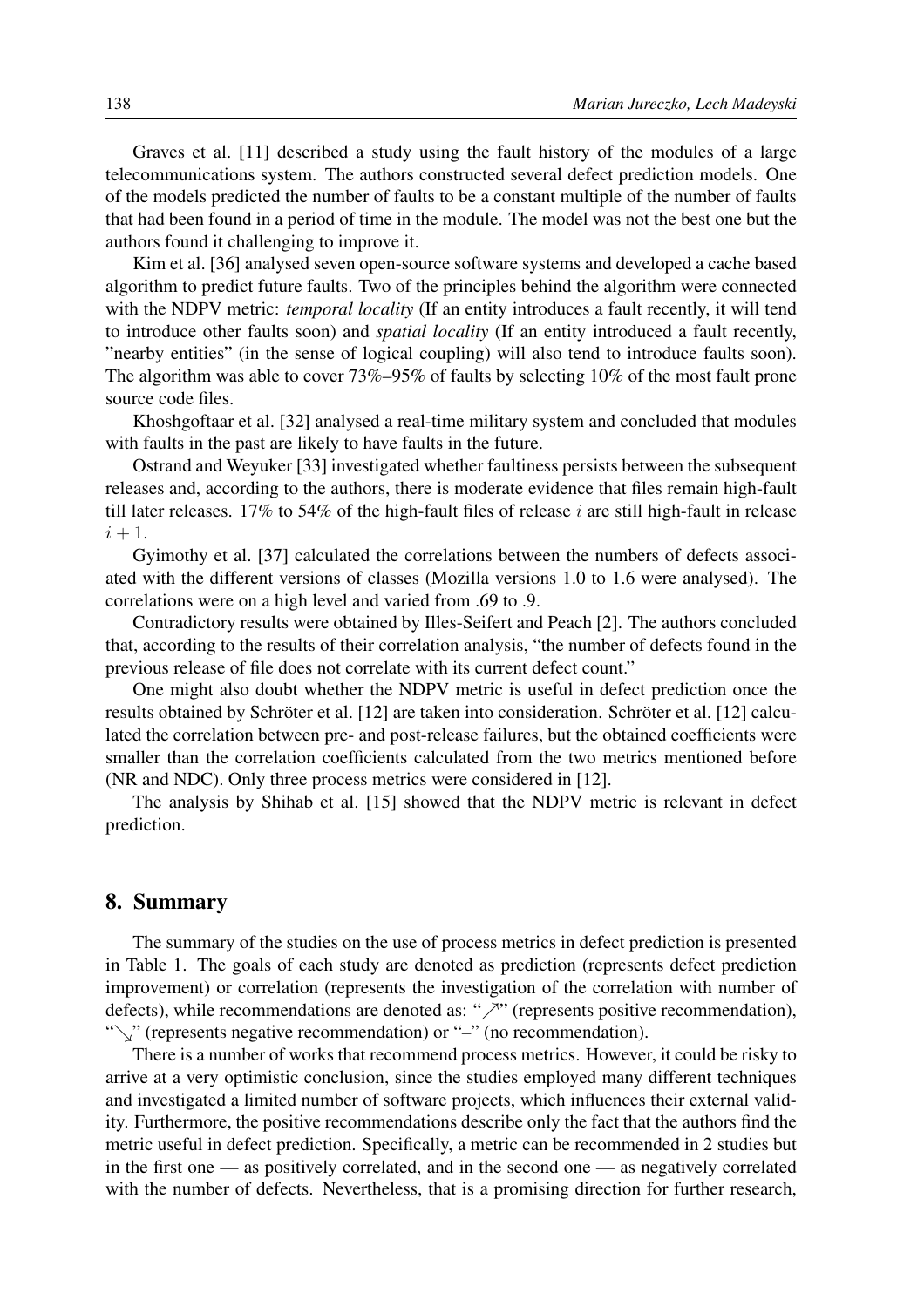Graves et al. [11] described a study using the fault history of the modules of a large telecommunications system. The authors constructed several defect prediction models. One of the models predicted the number of faults to be a constant multiple of the number of faults that had been found in a period of time in the module. The model was not the best one but the authors found it challenging to improve it.

Kim et al. [36] analysed seven open-source software systems and developed a cache based algorithm to predict future faults. Two of the principles behind the algorithm were connected with the NDPV metric: *temporal locality* (If an entity introduces a fault recently, it will tend to introduce other faults soon) and *spatial locality* (If an entity introduced a fault recently, "nearby entities" (in the sense of logical coupling) will also tend to introduce faults soon). The algorithm was able to cover 73%–95% of faults by selecting 10% of the most fault prone source code files.

Khoshgoftaar et al. [32] analysed a real-time military system and concluded that modules with faults in the past are likely to have faults in the future.

Ostrand and Weyuker [33] investigated whether faultiness persists between the subsequent releases and, according to the authors, there is moderate evidence that files remain high-fault till later releases. 17% to 54% of the high-fault files of release $i$ are still high-fault in release $i + 1$.

Gyimothy et al. [37] calculated the correlations between the numbers of defects associated with the different versions of classes (Mozilla versions 1.0 to 1.6 were analysed). The correlations were on a high level and varied from .69 to .9.

Contradictory results were obtained by Illes-Seifert and Peach [2]. The authors concluded that, according to the results of their correlation analysis, "the number of defects found in the previous release of file does not correlate with its current defect count."

One might also doubt whether the NDPV metric is useful in defect prediction once the results obtained by Schröter et al. [12] are taken into consideration. Schröter et al. [12] calculated the correlation between pre- and post-release failures, but the obtained coefficients were smaller than the correlation coefficients calculated from the two metrics mentioned before (NR and NDC). Only three process metrics were considered in [12].

The analysis by Shihab et al. [15] showed that the NDPV metric is relevant in defect prediction.

## 8. Summary

The summary of the studies on the use of process metrics in defect prediction is presented in Table 1. The goals of each study are denoted as prediction (represents defect prediction improvement) or correlation (represents the investigation of the correlation with number of defects), while recommendations are denoted as: "$\nearrow$" (represents positive recommendation), "$\searrow$" (represents negative recommendation) or "–" (no recommendation).

There is a number of works that recommend process metrics. However, it could be risky to arrive at a very optimistic conclusion, since the studies employed many different techniques and investigated a limited number of software projects, which influences their external validity. Furthermore, the positive recommendations describe only the fact that the authors find the metric useful in defect prediction. Specifically, a metric can be recommended in 2 studies but in the first one — as positively correlated, and in the second one — as negatively correlated with the number of defects. Nevertheless, that is a promising direction for further research,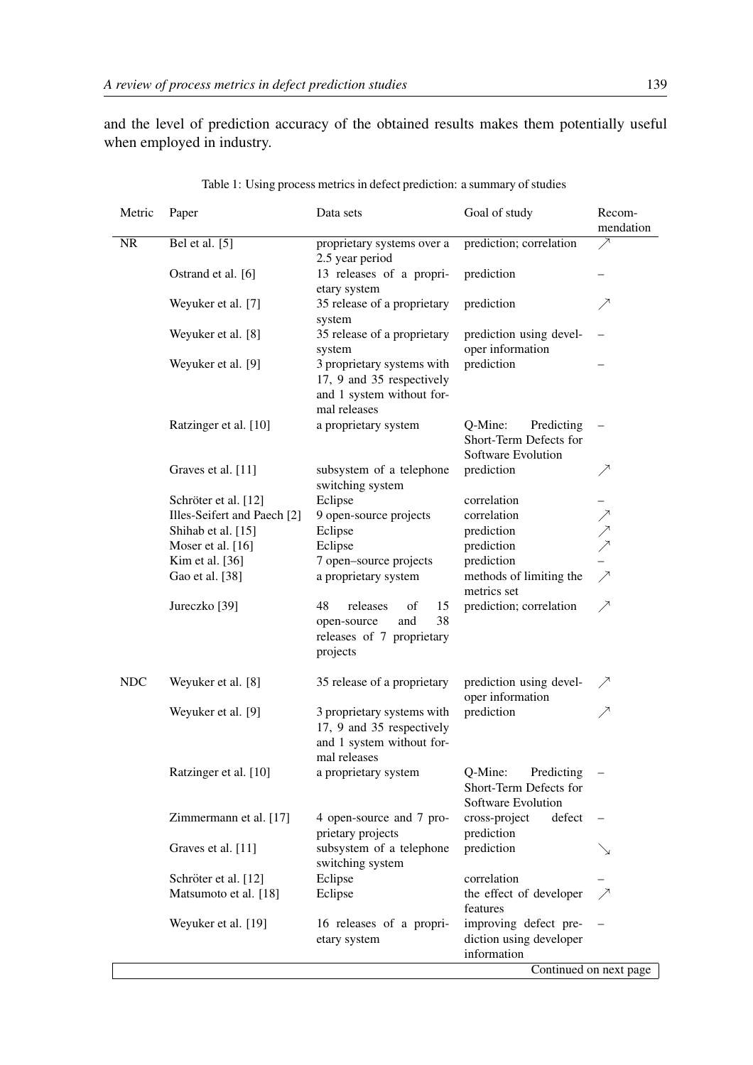and the level of prediction accuracy of the obtained results makes them potentially useful when employed in industry.

Table 1: Using process metrics in defect prediction: a summary of studies

| Metric | Paper | Data sets | Goal of study | Recommendation |
|---|---|---|---|---|
| NR | Bel et al. [5] | proprietary systems over a 2.5 year period | prediction; correlation | ↗ |
| | Ostrand et al. [6] | 13 releases of a proprietary system | prediction | – |
| | Weyuker et al. [7] | 35 release of a proprietary system | prediction | ↗ |
| | Weyuker et al. [8] | 35 release of a proprietary system | prediction using developer information | – |
| | Weyuker et al. [9] | 3 proprietary systems with 17, 9 and 35 respectively and 1 system without formal releases | prediction | – |
| | Ratzinger et al. [10] | a proprietary system | Q-Mine: Predicting Short-Term Defects for Software Evolution | – |
| | Graves et al. [11] | subsystem of a telephone switching system | prediction | ↗ |
| | Schröter et al. [12] | Eclipse | correlation | – |
| | Illes-Seifert and Paech [2] | 9 open-source projects | correlation | ↗ |
| | Shihab et al. [15] | Eclipse | prediction | ↗ |
| | Moser et al. [16] | Eclipse | prediction | ↗ |
| | Kim et al. [36] | 7 open–source projects | prediction | – |
| | Gao et al. [38] | a proprietary system | methods of limiting the metrics set | ↗ |
| | Jureczko [39] | 48 releases of 15 open-source and 38 releases of 7 proprietary projects | prediction; correlation | ↗ |
| NDC | Weyuker et al. [8] | 35 release of a proprietary | prediction using developer information | ↗ |
| | Weyuker et al. [9] | 3 proprietary systems with 17, 9 and 35 respectively and 1 system without formal releases | prediction | ↗ |
| | Ratzinger et al. [10] | a proprietary system | Q-Mine: Predicting Short-Term Defects for Software Evolution | – |
| | Zimmermann et al. [17] | 4 open-source and 7 proprietary projects | cross-project defect prediction | – |
| | Graves et al. [11] | subsystem of a telephone switching system | prediction | ↘ |
| | Schröter et al. [12] | Eclipse | correlation | – |
| | Matsumoto et al. [18] | Eclipse | the effect of developer features | ↗ |
| | Weyuker et al. [19] | 16 releases of a proprietary system | improving defect prediction using developer information | – |

Continued on next page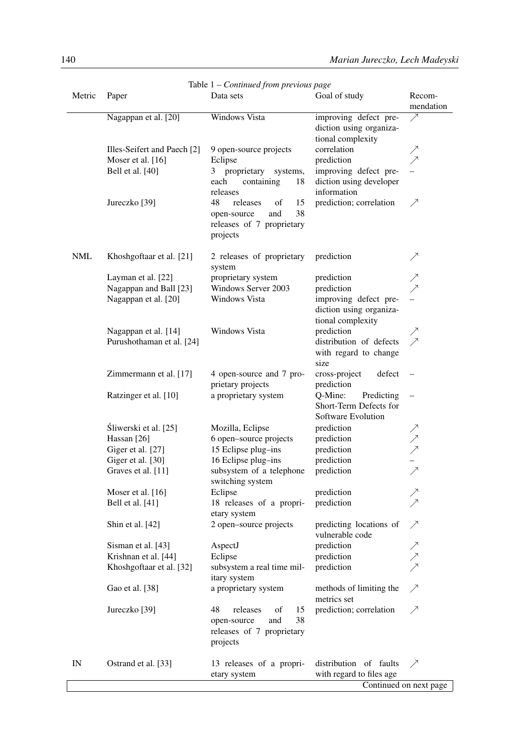Table 1 – *Continued from previous page*

| Metric | Paper | Data sets | Goal of study | Recommendation |
|---|---|---|---|---|
| | Nagappan et al. [20] | Windows Vista | improving defect prediction using organizational complexity | ↗ |
| | Illes-Seifert and Paech [2] | 9 open-source projects | correlation | ↗ |
| | Moser et al. [16] | Eclipse | prediction | ↗ |
| | Bell et al. [40] | 3 proprietary systems, each containing 18 releases | improving defect prediction using developer information | – |
| | Jureczko [39] | 48 releases of 15 open-source and 38 releases of 7 proprietary projects | prediction; correlation | ↗ |
| NML | Khoshgoftaar et al. [21] | 2 releases of proprietary system | prediction | ↗ |
| | Layman et al. [22] | proprietary system | prediction | ↗ |
| | Nagappan and Ball [23] | Windows Server 2003 | prediction | ↗ |
| | Nagappan et al. [20] | Windows Vista | improving defect prediction using organizational complexity | – |
| | Nagappan et al. [14] | Windows Vista | prediction | ↗ |
| | Purushothaman et al. [24] | | distribution of defects with regard to change size | ↗ |
| | Zimmermann et al. [17] | 4 open-source and 7 proprietary projects | cross-project defect prediction | – |
| | Ratzinger et al. [10] | a proprietary system | Q-Mine: Predicting Short-Term Defects for Software Evolution | – |
| | Śliwerski et al. [25] | Mozilla, Eclipse | prediction | ↗ |
| | Hassan [26] | 6 open–source projects | prediction | ↗ |
| | Giger et al. [27] | 15 Eclipse plug–ins | prediction | ↗ |
| | Giger et al. [30] | 16 Eclipse plug–ins | prediction | – |
| | Graves et al. [11] | subsystem of a telephone switching system | prediction | ↗ |
| | Moser et al. [16] | Eclipse | prediction | ↗ |
| | Bell et al. [41] | 18 releases of a proprietary system | prediction | ↗ |
| | Shin et al. [42] | 2 open–source projects | predicting locations of vulnerable code | ↗ |
| | Sisman et al. [43] | AspectJ | prediction | ↗ |
| | Krishnan et al. [44] | Eclipse | prediction | ↗ |
| | Khoshgoftaar et al. [32] | subsystem a real time military system | prediction | ↗ |
| | Gao et al. [38] | a proprietary system | methods of limiting the metrics set | ↗ |
| | Jureczko [39] | 48 releases of 15 open-source and 38 releases of 7 proprietary projects | prediction; correlation | ↗ |
| IN | Ostrand et al. [33] | 13 releases of a proprietary system | distribution of faults with regard to files age | ↗ |

Continued on next page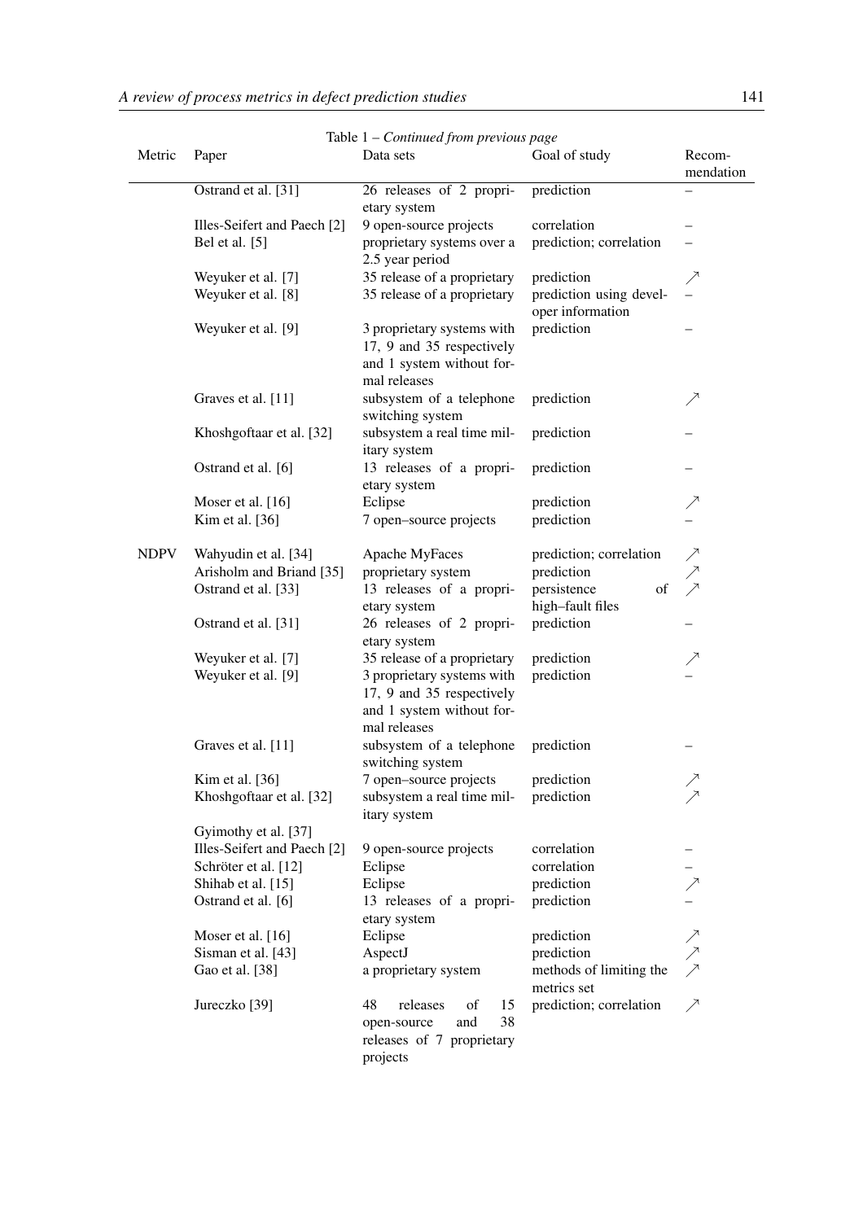Table 1 – *Continued from previous page*

| Metric | Paper | Data sets | Goal of study | Recom-mendation |
|---|---|---|---|---|
| | Ostrand et al. [31] | 26 releases of 2 proprietary system | prediction | – |
| | Illes-Seifert and Paech [2] | 9 open-source projects | correlation | – |
| | Bel et al. [5] | proprietary systems over a 2.5 year period | prediction; correlation | – |
| | Weyuker et al. [7] | 35 release of a proprietary | prediction | ↗ |
| | Weyuker et al. [8] | 35 release of a proprietary | prediction using developer information | – |
| | Weyuker et al. [9] | 3 proprietary systems with 17, 9 and 35 respectively and 1 system without formal releases | prediction | – |
| | Graves et al. [11] | subsystem of a telephone switching system | prediction | ↗ |
| | Khoshgoftaar et al. [32] | subsystem a real time military system | prediction | – |
| | Ostrand et al. [6] | 13 releases of a proprietary system | prediction | – |
| | Moser et al. [16] | Eclipse | prediction | ↗ |
| | Kim et al. [36] | 7 open–source projects | prediction | – |
| NDPV | Wahyudin et al. [34] | Apache MyFaces | prediction; correlation | ↗ |
| | Arisholm and Briand [35] | proprietary system | prediction | ↗ |
| | Ostrand et al. [33] | 13 releases of a proprietary system | persistence of high–fault files | ↗ |
| | Ostrand et al. [31] | 26 releases of 2 proprietary system | prediction | – |
| | Weyuker et al. [7] | 35 release of a proprietary | prediction | ↗ |
| | Weyuker et al. [9] | 3 proprietary systems with 17, 9 and 35 respectively and 1 system without formal releases | prediction | – |
| | Graves et al. [11] | subsystem of a telephone switching system | prediction | – |
| | Kim et al. [36] | 7 open–source projects | prediction | ↗ |
| | Khoshgoftaar et al. [32] | subsystem a real time military system | prediction | ↗ |
| | Gyimothy et al. [37] | | | |
| | Illes-Seifert and Paech [2] | 9 open-source projects | correlation | – |
| | Schröter et al. [12] | Eclipse | correlation | – |
| | Shihab et al. [15] | Eclipse | prediction | ↗ |
| | Ostrand et al. [6] | 13 releases of a proprietary system | prediction | – |
| | Moser et al. [16] | Eclipse | prediction | ↗ |
| | Sisman et al. [43] | AspectJ | prediction | ↗ |
| | Gao et al. [38] | a proprietary system | methods of limiting the metrics set | ↗ |
| | Jureczko [39] | 48 releases of 15 open-source and 38 releases of 7 proprietary projects | prediction; correlation | ↗ |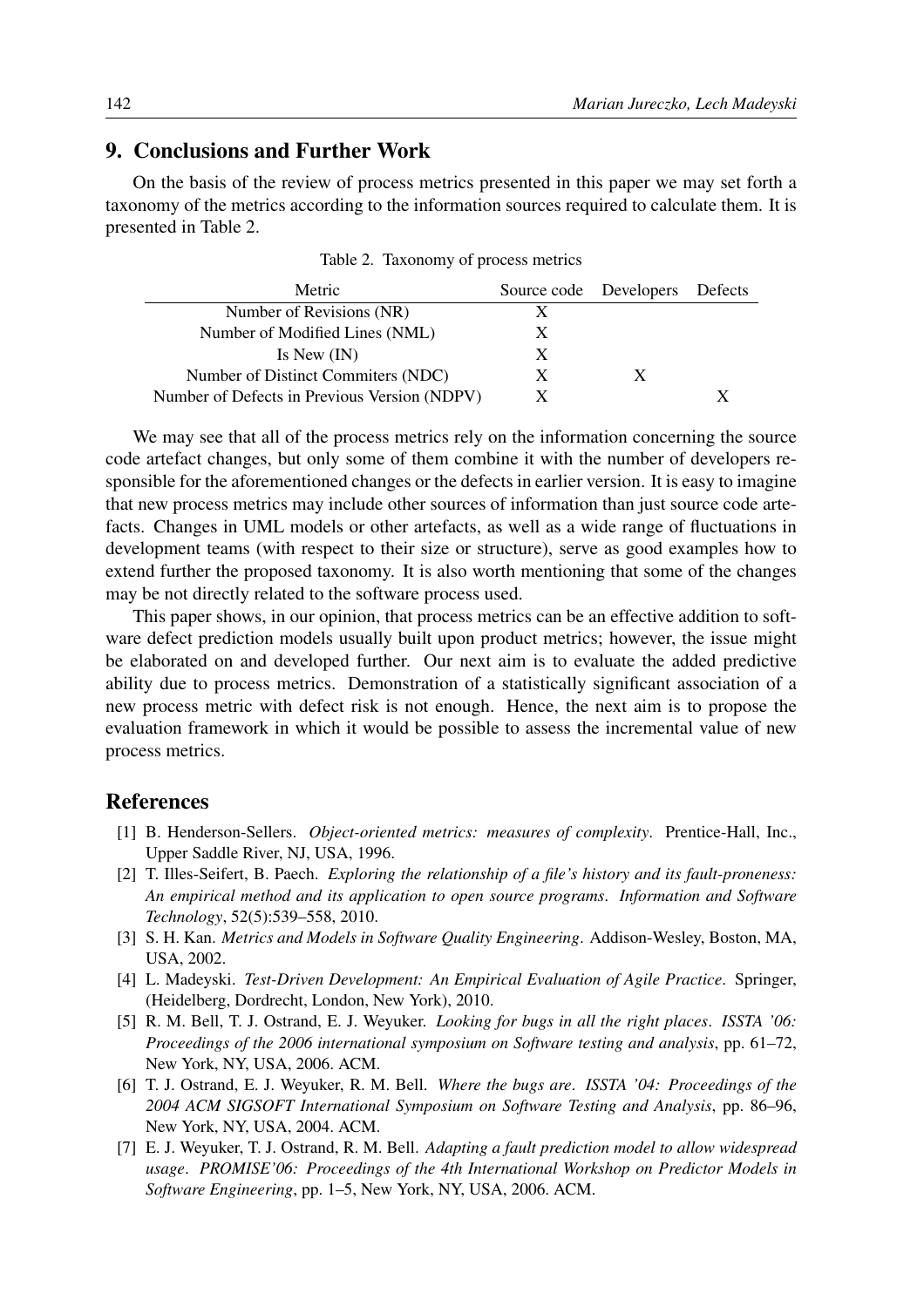## 9. Conclusions and Further Work

On the basis of the review of process metrics presented in this paper we may set forth a taxonomy of the metrics according to the information sources required to calculate them. It is presented in Table 2.

Table 2. Taxonomy of process metrics

| Metric | Source code | Developers | Defects |
|---|---|---|---|
| Number of Revisions (NR) | X | | |
| Number of Modified Lines (NML) | X | | |
| Is New (IN) | X | | |
| Number of Distinct Commiters (NDC) | X | X | |
| Number of Defects in Previous Version (NDPV) | X | | X |

We may see that all of the process metrics rely on the information concerning the source code artefact changes, but only some of them combine it with the number of developers responsible for the aforementioned changes or the defects in earlier version. It is easy to imagine that new process metrics may include other sources of information than just source code artefacts. Changes in UML models or other artefacts, as well as a wide range of fluctuations in development teams (with respect to their size or structure), serve as good examples how to extend further the proposed taxonomy. It is also worth mentioning that some of the changes may be not directly related to the software process used.

This paper shows, in our opinion, that process metrics can be an effective addition to software defect prediction models usually built upon product metrics; however, the issue might be elaborated on and developed further. Our next aim is to evaluate the added predictive ability due to process metrics. Demonstration of a statistically significant association of a new process metric with defect risk is not enough. Hence, the next aim is to propose the evaluation framework in which it would be possible to assess the incremental value of new process metrics.

## References

[1] B. Henderson-Sellers. *Object-oriented metrics: measures of complexity*. Prentice-Hall, Inc., Upper Saddle River, NJ, USA, 1996.

[2] T. Illes-Seifert, B. Paech. *Exploring the relationship of a file's history and its fault-proneness: An empirical method and its application to open source programs*. *Information and Software Technology*, 52(5):539–558, 2010.

[3] S. H. Kan. *Metrics and Models in Software Quality Engineering*. Addison-Wesley, Boston, MA, USA, 2002.

[4] L. Madeyski. *Test-Driven Development: An Empirical Evaluation of Agile Practice*. Springer, (Heidelberg, Dordrecht, London, New York), 2010.

[5] R. M. Bell, T. J. Ostrand, E. J. Weyuker. *Looking for bugs in all the right places*. *ISSTA '06: Proceedings of the 2006 international symposium on Software testing and analysis*, pp. 61–72, New York, NY, USA, 2006. ACM.

[6] T. J. Ostrand, E. J. Weyuker, R. M. Bell. *Where the bugs are*. *ISSTA '04: Proceedings of the 2004 ACM SIGSOFT International Symposium on Software Testing and Analysis*, pp. 86–96, New York, NY, USA, 2004. ACM.

[7] E. J. Weyuker, T. J. Ostrand, R. M. Bell. *Adapting a fault prediction model to allow widespread usage*. *PROMISE'06: Proceedings of the 4th International Workshop on Predictor Models in Software Engineering*, pp. 1–5, New York, NY, USA, 2006. ACM.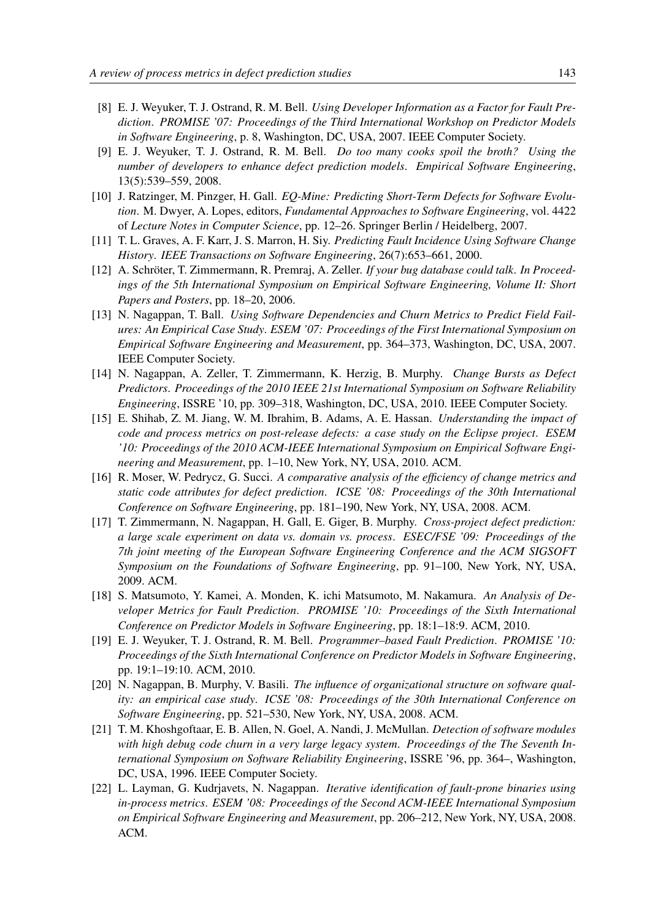[8] E. J. Weyuker, T. J. Ostrand, R. M. Bell. *Using Developer Information as a Factor for Fault Prediction*. *PROMISE '07: Proceedings of the Third International Workshop on Predictor Models in Software Engineering*, p. 8, Washington, DC, USA, 2007. IEEE Computer Society.

[9] E. J. Weyuker, T. J. Ostrand, R. M. Bell. *Do too many cooks spoil the broth? Using the number of developers to enhance defect prediction models*. *Empirical Software Engineering*, 13(5):539–559, 2008.

[10] J. Ratzinger, M. Pinzger, H. Gall. *EQ-Mine: Predicting Short-Term Defects for Software Evolution*. M. Dwyer, A. Lopes, editors, *Fundamental Approaches to Software Engineering*, vol. 4422 of *Lecture Notes in Computer Science*, pp. 12–26. Springer Berlin / Heidelberg, 2007.

[11] T. L. Graves, A. F. Karr, J. S. Marron, H. Siy. *Predicting Fault Incidence Using Software Change History*. *IEEE Transactions on Software Engineering*, 26(7):653–661, 2000.

[12] A. Schröter, T. Zimmermann, R. Premraj, A. Zeller. *If your bug database could talk*. *In Proceedings of the 5th International Symposium on Empirical Software Engineering, Volume II: Short Papers and Posters*, pp. 18–20, 2006.

[13] N. Nagappan, T. Ball. *Using Software Dependencies and Churn Metrics to Predict Field Failures: An Empirical Case Study*. *ESEM '07: Proceedings of the First International Symposium on Empirical Software Engineering and Measurement*, pp. 364–373, Washington, DC, USA, 2007. IEEE Computer Society.

[14] N. Nagappan, A. Zeller, T. Zimmermann, K. Herzig, B. Murphy. *Change Bursts as Defect Predictors*. *Proceedings of the 2010 IEEE 21st International Symposium on Software Reliability Engineering*, ISSRE '10, pp. 309–318, Washington, DC, USA, 2010. IEEE Computer Society.

[15] E. Shihab, Z. M. Jiang, W. M. Ibrahim, B. Adams, A. E. Hassan. *Understanding the impact of code and process metrics on post-release defects: a case study on the Eclipse project*. *ESEM '10: Proceedings of the 2010 ACM-IEEE International Symposium on Empirical Software Engineering and Measurement*, pp. 1–10, New York, NY, USA, 2010. ACM.

[16] R. Moser, W. Pedrycz, G. Succi. *A comparative analysis of the efficiency of change metrics and static code attributes for defect prediction*. *ICSE '08: Proceedings of the 30th International Conference on Software Engineering*, pp. 181–190, New York, NY, USA, 2008. ACM.

[17] T. Zimmermann, N. Nagappan, H. Gall, E. Giger, B. Murphy. *Cross-project defect prediction: a large scale experiment on data vs. domain vs. process*. *ESEC/FSE '09: Proceedings of the 7th joint meeting of the European Software Engineering Conference and the ACM SIGSOFT Symposium on the Foundations of Software Engineering*, pp. 91–100, New York, NY, USA, 2009. ACM.

[18] S. Matsumoto, Y. Kamei, A. Monden, K. ichi Matsumoto, M. Nakamura. *An Analysis of Developer Metrics for Fault Prediction*. *PROMISE '10: Proceedings of the Sixth International Conference on Predictor Models in Software Engineering*, pp. 18:1–18:9. ACM, 2010.

[19] E. J. Weyuker, T. J. Ostrand, R. M. Bell. *Programmer–based Fault Prediction*. *PROMISE '10: Proceedings of the Sixth International Conference on Predictor Models in Software Engineering*, pp. 19:1–19:10. ACM, 2010.

[20] N. Nagappan, B. Murphy, V. Basili. *The influence of organizational structure on software quality: an empirical case study*. *ICSE '08: Proceedings of the 30th International Conference on Software Engineering*, pp. 521–530, New York, NY, USA, 2008. ACM.

[21] T. M. Khoshgoftaar, E. B. Allen, N. Goel, A. Nandi, J. McMullan. *Detection of software modules with high debug code churn in a very large legacy system*. *Proceedings of the The Seventh International Symposium on Software Reliability Engineering*, ISSRE '96, pp. 364–, Washington, DC, USA, 1996. IEEE Computer Society.

[22] L. Layman, G. Kudrjavets, N. Nagappan. *Iterative identification of fault-prone binaries using in-process metrics*. *ESEM '08: Proceedings of the Second ACM-IEEE International Symposium on Empirical Software Engineering and Measurement*, pp. 206–212, New York, NY, USA, 2008. ACM.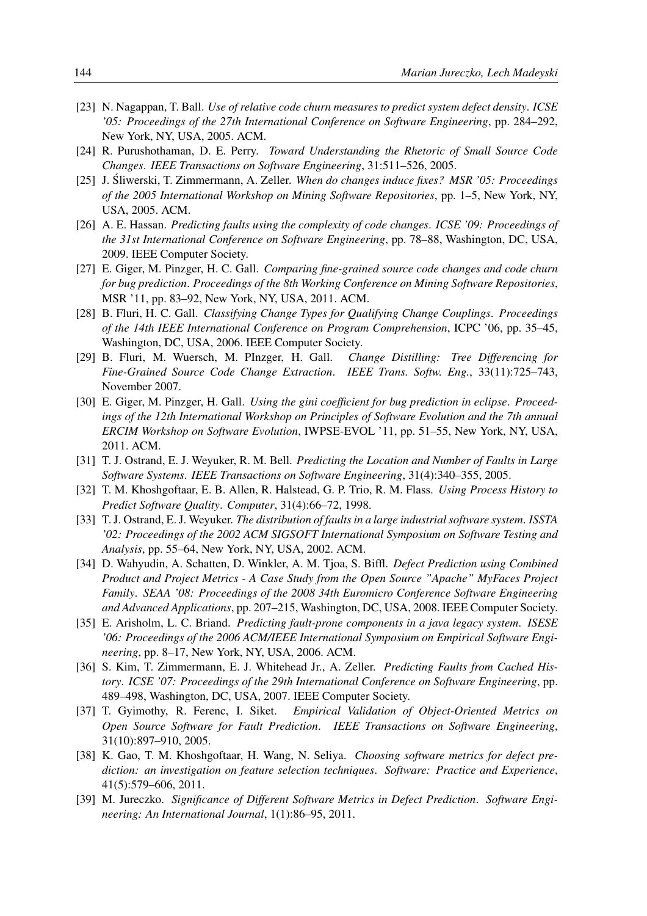[23] N. Nagappan, T. Ball. *Use of relative code churn measures to predict system defect density*. *ICSE '05: Proceedings of the 27th International Conference on Software Engineering*, pp. 284–292, New York, NY, USA, 2005. ACM.

[24] R. Purushothaman, D. E. Perry. *Toward Understanding the Rhetoric of Small Source Code Changes*. *IEEE Transactions on Software Engineering*, 31:511–526, 2005.

[25] J. Śliwerski, T. Zimmermann, A. Zeller. *When do changes induce fixes? MSR '05: Proceedings of the 2005 International Workshop on Mining Software Repositories*, pp. 1–5, New York, NY, USA, 2005. ACM.

[26] A. E. Hassan. *Predicting faults using the complexity of code changes*. *ICSE '09: Proceedings of the 31st International Conference on Software Engineering*, pp. 78–88, Washington, DC, USA, 2009. IEEE Computer Society.

[27] E. Giger, M. Pinzger, H. C. Gall. *Comparing fine-grained source code changes and code churn for bug prediction*. *Proceedings of the 8th Working Conference on Mining Software Repositories*, MSR '11, pp. 83–92, New York, NY, USA, 2011. ACM.

[28] B. Fluri, H. C. Gall. *Classifying Change Types for Qualifying Change Couplings*. *Proceedings of the 14th IEEE International Conference on Program Comprehension*, ICPC '06, pp. 35–45, Washington, DC, USA, 2006. IEEE Computer Society.

[29] B. Fluri, M. Wuersch, M. PInzger, H. Gall. *Change Distilling: Tree Differencing for Fine-Grained Source Code Change Extraction*. *IEEE Trans. Softw. Eng.*, 33(11):725–743, November 2007.

[30] E. Giger, M. Pinzger, H. Gall. *Using the gini coefficient for bug prediction in eclipse*. *Proceedings of the 12th International Workshop on Principles of Software Evolution and the 7th annual ERCIM Workshop on Software Evolution*, IWPSE-EVOL '11, pp. 51–55, New York, NY, USA, 2011. ACM.

[31] T. J. Ostrand, E. J. Weyuker, R. M. Bell. *Predicting the Location and Number of Faults in Large Software Systems*. *IEEE Transactions on Software Engineering*, 31(4):340–355, 2005.

[32] T. M. Khoshgoftaar, E. B. Allen, R. Halstead, G. P. Trio, R. M. Flass. *Using Process History to Predict Software Quality*. *Computer*, 31(4):66–72, 1998.

[33] T. J. Ostrand, E. J. Weyuker. *The distribution of faults in a large industrial software system*. *ISSTA '02: Proceedings of the 2002 ACM SIGSOFT International Symposium on Software Testing and Analysis*, pp. 55–64, New York, NY, USA, 2002. ACM.

[34] D. Wahyudin, A. Schatten, D. Winkler, A. M. Tjoa, S. Biffl. *Defect Prediction using Combined Product and Project Metrics - A Case Study from the Open Source "Apache" MyFaces Project Family*. *SEAA '08: Proceedings of the 2008 34th Euromicro Conference Software Engineering and Advanced Applications*, pp. 207–215, Washington, DC, USA, 2008. IEEE Computer Society.

[35] E. Arisholm, L. C. Briand. *Predicting fault-prone components in a java legacy system*. *ISESE '06: Proceedings of the 2006 ACM/IEEE International Symposium on Empirical Software Engineering*, pp. 8–17, New York, NY, USA, 2006. ACM.

[36] S. Kim, T. Zimmermann, E. J. Whitehead Jr., A. Zeller. *Predicting Faults from Cached History*. *ICSE '07: Proceedings of the 29th International Conference on Software Engineering*, pp. 489–498, Washington, DC, USA, 2007. IEEE Computer Society.

[37] T. Gyimothy, R. Ferenc, I. Siket. *Empirical Validation of Object-Oriented Metrics on Open Source Software for Fault Prediction*. *IEEE Transactions on Software Engineering*, 31(10):897–910, 2005.

[38] K. Gao, T. M. Khoshgoftaar, H. Wang, N. Seliya. *Choosing software metrics for defect prediction: an investigation on feature selection techniques*. *Software: Practice and Experience*, 41(5):579–606, 2011.

[39] M. Jureczko. *Significance of Different Software Metrics in Defect Prediction*. *Software Engineering: An International Journal*, 1(1):86–95, 2011.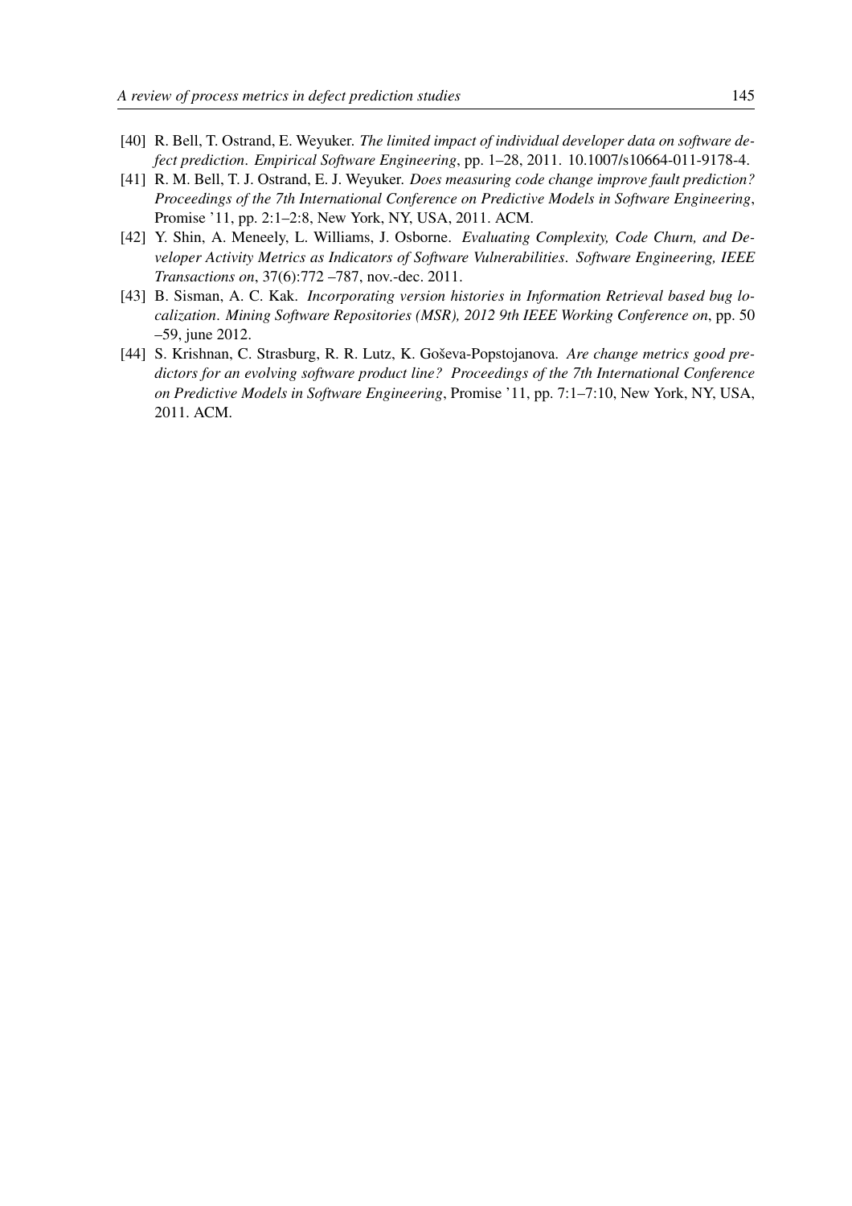- [40] R. Bell, T. Ostrand, E. Weyuker. *The limited impact of individual developer data on software defect prediction*. *Empirical Software Engineering*, pp. 1–28, 2011. 10.1007/s10664-011-9178-4.
- [41] R. M. Bell, T. J. Ostrand, E. J. Weyuker. *Does measuring code change improve fault prediction? Proceedings of the 7th International Conference on Predictive Models in Software Engineering*, Promise '11, pp. 2:1–2:8, New York, NY, USA, 2011. ACM.
- [42] Y. Shin, A. Meneely, L. Williams, J. Osborne. *Evaluating Complexity, Code Churn, and Developer Activity Metrics as Indicators of Software Vulnerabilities*. *Software Engineering, IEEE Transactions on*, 37(6):772 –787, nov.-dec. 2011.
- [43] B. Sisman, A. C. Kak. *Incorporating version histories in Information Retrieval based bug localization*. *Mining Software Repositories (MSR), 2012 9th IEEE Working Conference on*, pp. 50 –59, june 2012.
- [44] S. Krishnan, C. Strasburg, R. R. Lutz, K. Goševa-Popstojanova. *Are change metrics good predictors for an evolving software product line? Proceedings of the 7th International Conference on Predictive Models in Software Engineering*, Promise '11, pp. 7:1–7:10, New York, NY, USA, 2011. ACM.